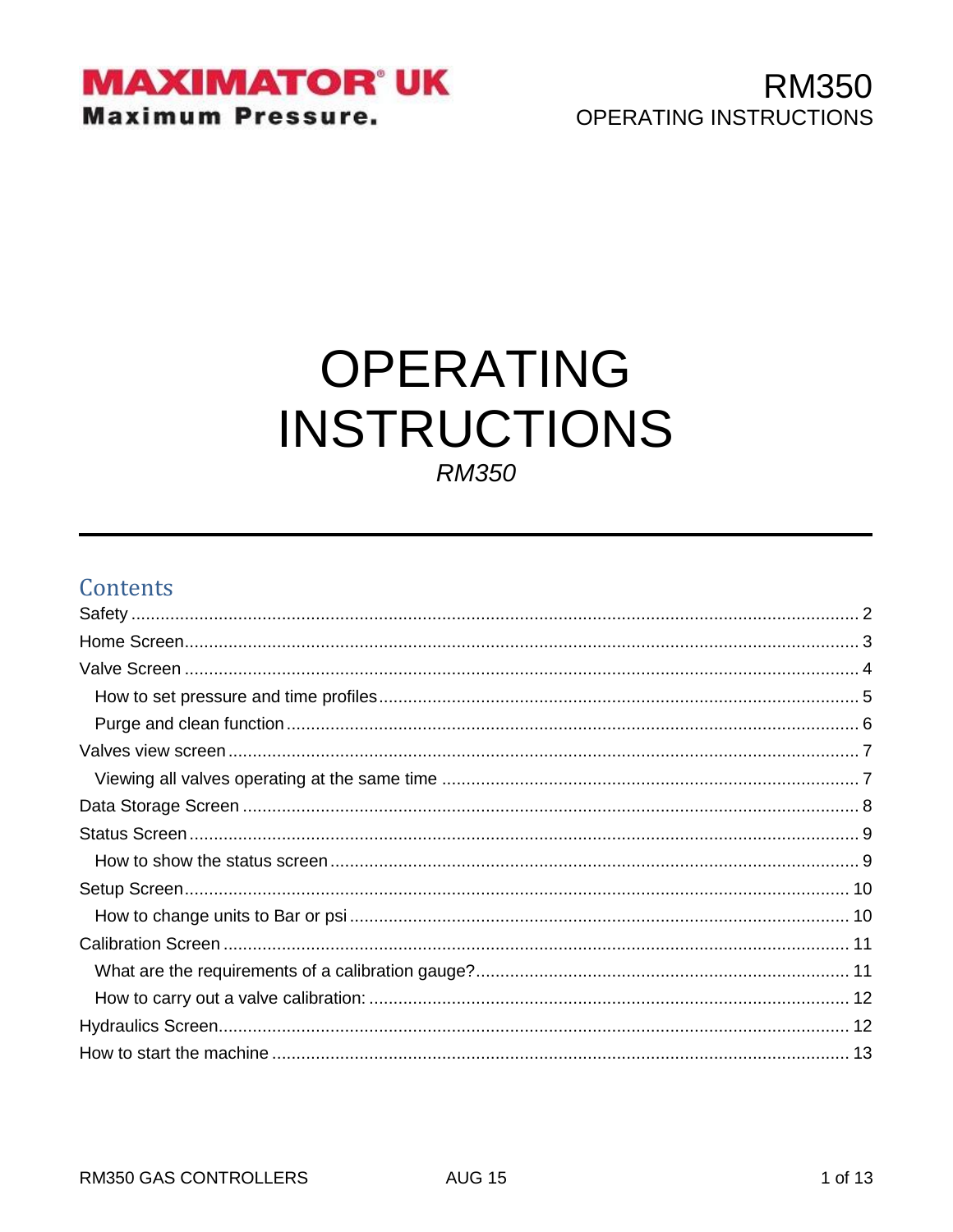MAXIMATOR® UK
Maximum Pressure.

RM350
OPERATING INSTRUCTIONS

# OPERATING INSTRUCTIONS

*RM350*

---

## Contents

Safety ..... 2
Home Screen ..... 3
Valve Screen ..... 4
- How to set pressure and time profiles ..... 5
- Purge and clean function ..... 6

Valves view screen ..... 7
- Viewing all valves operating at the same time ..... 7

Data Storage Screen ..... 8
Status Screen ..... 9
- How to show the status screen ..... 9

Setup Screen ..... 10
- How to change units to Bar or psi ..... 10

Calibration Screen ..... 11
- What are the requirements of a calibration gauge? ..... 11
- How to carry out a valve calibration: ..... 12

Hydraulics Screen ..... 12
How to start the machine ..... 13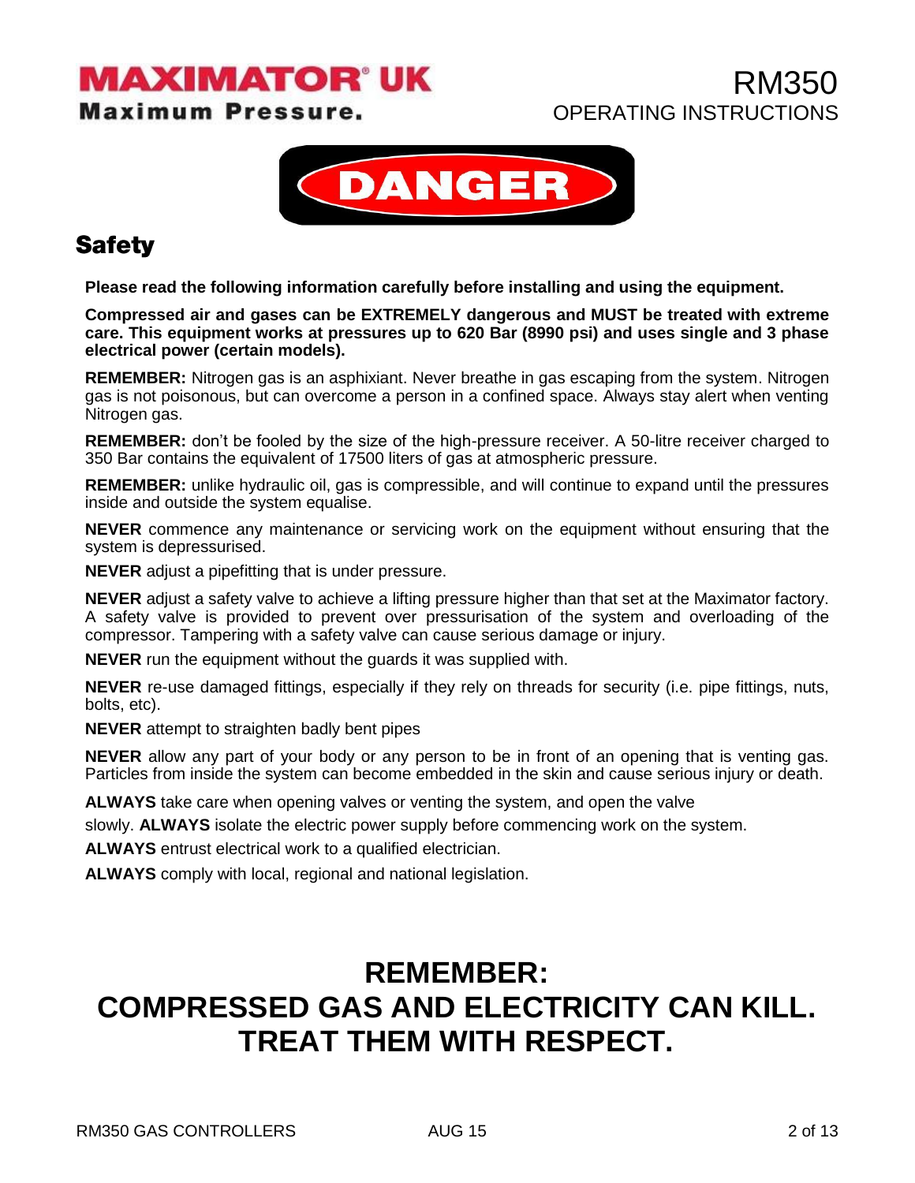DANGER

## Safety

**Please read the following information carefully before installing and using the equipment.**

**Compressed air and gases can be EXTREMELY dangerous and MUST be treated with extreme care. This equipment works at pressures up to 620 Bar (8990 psi) and uses single and 3 phase electrical power (certain models).**

**REMEMBER:** Nitrogen gas is an asphixiant. Never breathe in gas escaping from the system. Nitrogen gas is not poisonous, but can overcome a person in a confined space. Always stay alert when venting Nitrogen gas.

**REMEMBER:** don't be fooled by the size of the high-pressure receiver. A 50-litre receiver charged to 350 Bar contains the equivalent of 17500 liters of gas at atmospheric pressure.

**REMEMBER:** unlike hydraulic oil, gas is compressible, and will continue to expand until the pressures inside and outside the system equalise.

**NEVER** commence any maintenance or servicing work on the equipment without ensuring that the system is depressurised.

**NEVER** adjust a pipefitting that is under pressure.

**NEVER** adjust a safety valve to achieve a lifting pressure higher than that set at the Maximator factory. A safety valve is provided to prevent over pressurisation of the system and overloading of the compressor. Tampering with a safety valve can cause serious damage or injury.

**NEVER** run the equipment without the guards it was supplied with.

**NEVER** re-use damaged fittings, especially if they rely on threads for security (i.e. pipe fittings, nuts, bolts, etc).

**NEVER** attempt to straighten badly bent pipes

**NEVER** allow any part of your body or any person to be in front of an opening that is venting gas. Particles from inside the system can become embedded in the skin and cause serious injury or death.

**ALWAYS** take care when opening valves or venting the system, and open the valve slowly. **ALWAYS** isolate the electric power supply before commencing work on the system.

**ALWAYS** entrust electrical work to a qualified electrician.

**ALWAYS** comply with local, regional and national legislation.

# REMEMBER:
# COMPRESSED GAS AND ELECTRICITY CAN KILL. TREAT THEM WITH RESPECT.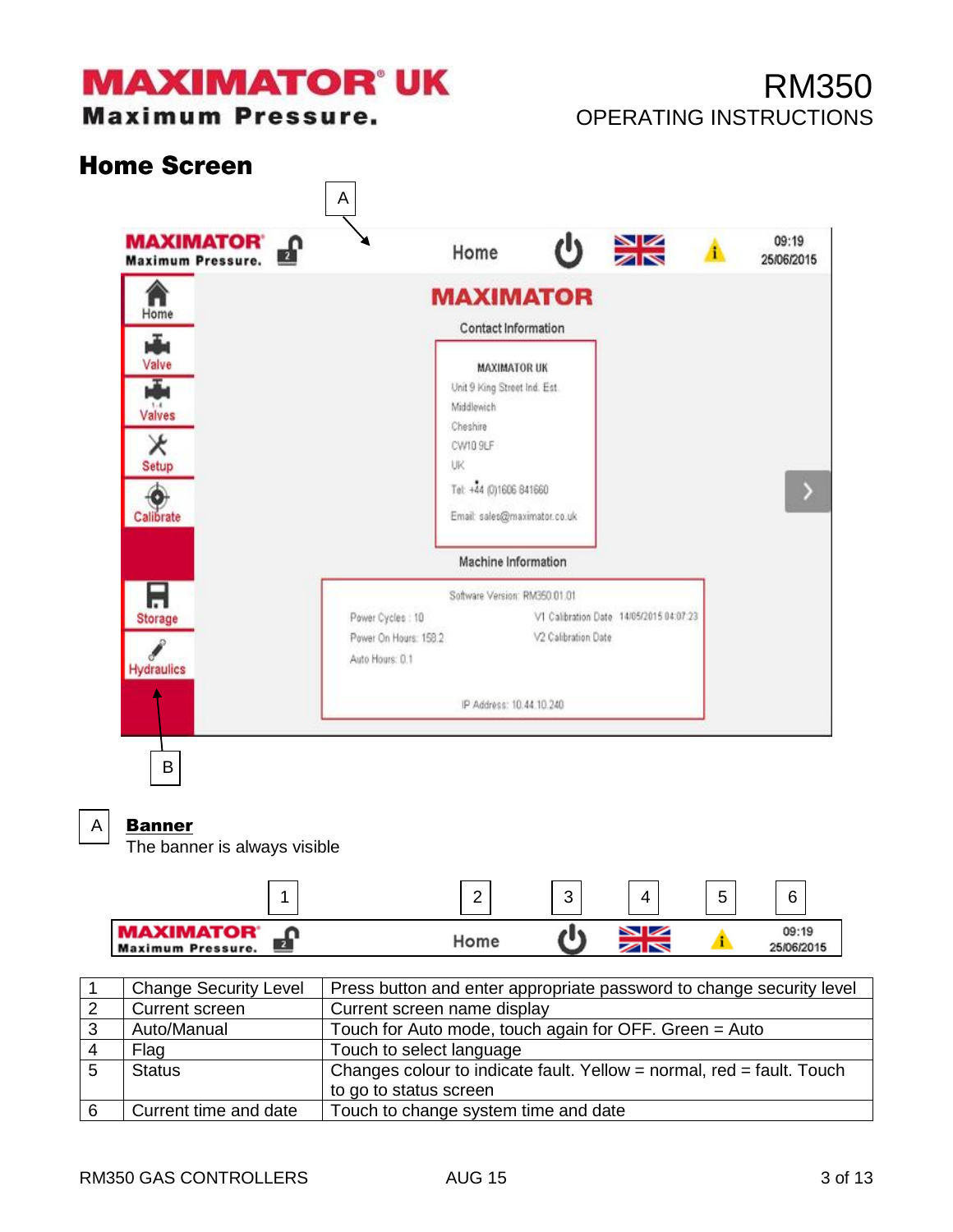## Home Screen

A

B

A **Banner**

The banner is always visible

| 1 | Change Security Level | Press button and enter appropriate password to change security level |
|---|---|---|
| 2 | Current screen | Current screen name display |
| 3 | Auto/Manual | Touch for Auto mode, touch again for OFF. Green = Auto |
| 4 | Flag | Touch to select language |
| 5 | Status | Changes colour to indicate fault. Yellow = normal, red = fault. Touch to go to status screen |
| 6 | Current time and date | Touch to change system time and date |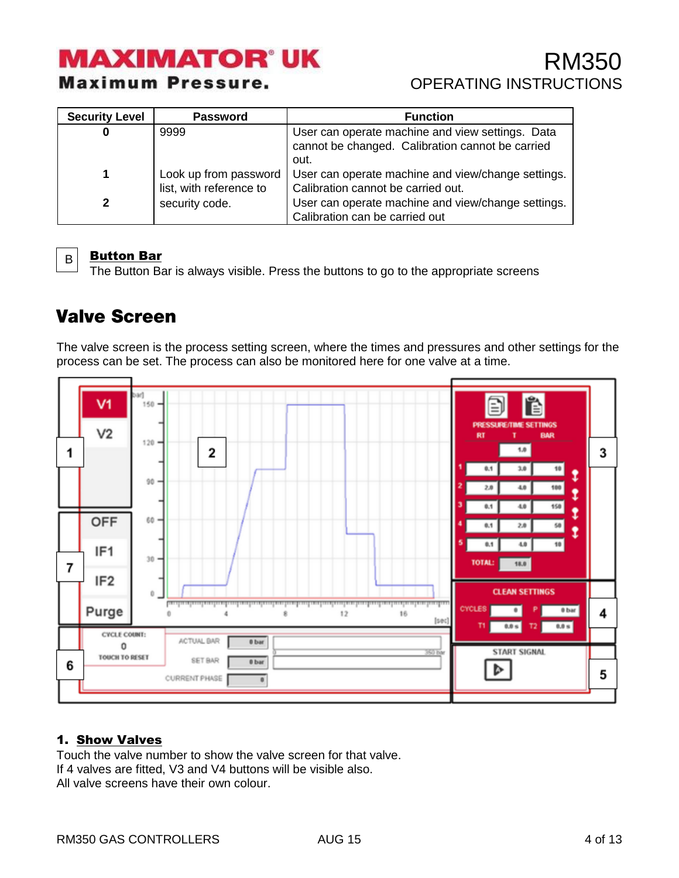| Security Level | Password | Function |
|---|---|---|
| 0 | 9999 | User can operate machine and view settings. Data cannot be changed. Calibration cannot be carried out. |
| 1 | Look up from password list, with reference to security code. | User can operate machine and view/change settings. Calibration cannot be carried out. |
| 2 | | User can operate machine and view/change settings. Calibration can be carried out |

B **Button Bar**

The Button Bar is always visible. Press the buttons to go to the appropriate screens

## Valve Screen

The valve screen is the process setting screen, where the times and pressures and other settings for the process can be set. The process can also be monitored here for one valve at a time.

### 1. Show Valves

Touch the valve number to show the valve screen for that valve.
If 4 valves are fitted, V3 and V4 buttons will be visible also.
All valve screens have their own colour.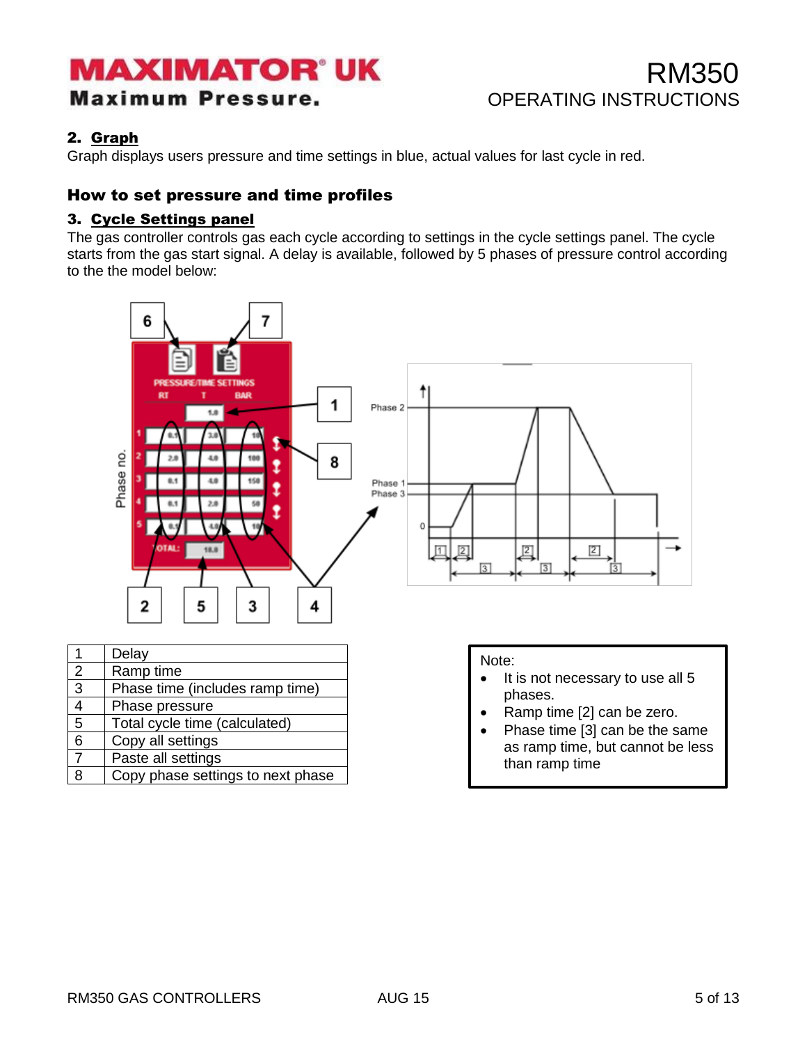## 2. Graph

Graph displays users pressure and time settings in blue, actual values for last cycle in red.

## How to set pressure and time profiles

### 3. Cycle Settings panel

The gas controller controls gas each cycle according to settings in the cycle settings panel. The cycle starts from the gas start signal. A delay is available, followed by 5 phases of pressure control according to the the model below:

| | |
|---|---|
| 1 | Delay |
| 2 | Ramp time |
| 3 | Phase time (includes ramp time) |
| 4 | Phase pressure |
| 5 | Total cycle time (calculated) |
| 6 | Copy all settings |
| 7 | Paste all settings |
| 8 | Copy phase settings to next phase |

Note:

- It is not necessary to use all 5 phases.
- Ramp time [2] can be zero.
- Phase time [3] can be the same as ramp time, but cannot be less than ramp time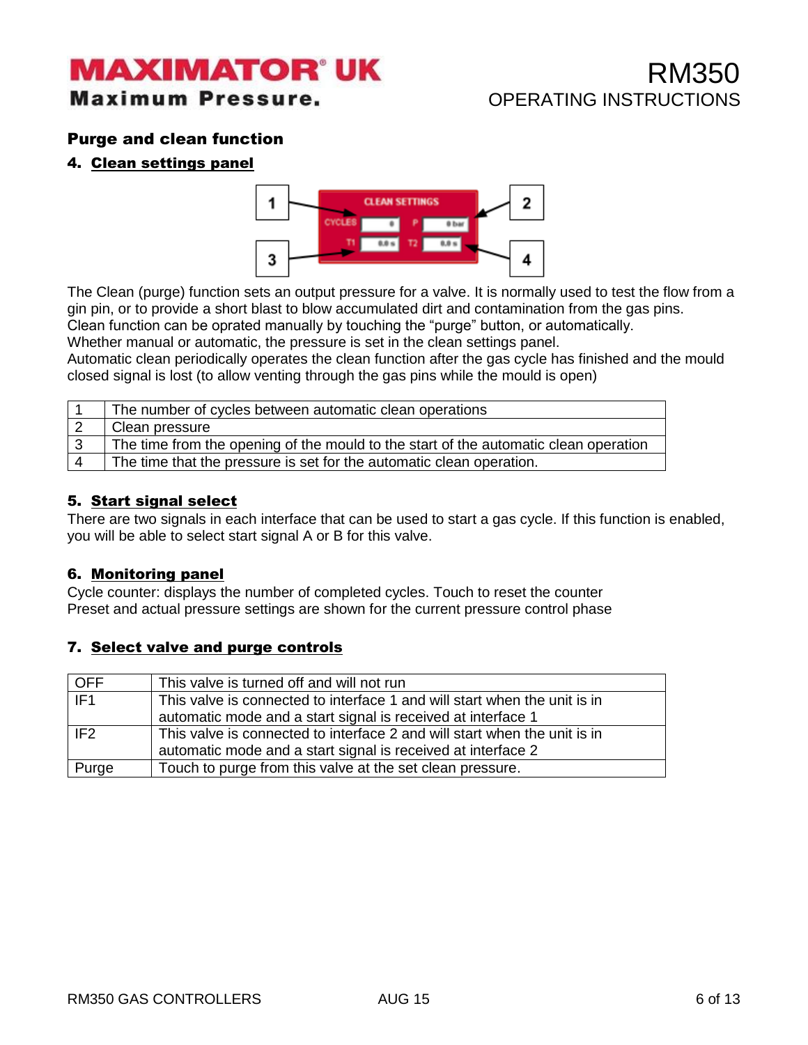## Purge and clean function

### 4. Clean settings panel

The Clean (purge) function sets an output pressure for a valve. It is normally used to test the flow from a gin pin, or to provide a short blast to blow accumulated dirt and contamination from the gas pins.
Clean function can be oprated manually by touching the "purge" button, or automatically.
Whether manual or automatic, the pressure is set in the clean settings panel.
Automatic clean periodically operates the clean function after the gas cycle has finished and the mould closed signal is lost (to allow venting through the gas pins while the mould is open)

| | |
|---|---|
| 1 | The number of cycles between automatic clean operations |
| 2 | Clean pressure |
| 3 | The time from the opening of the mould to the start of the automatic clean operation |
| 4 | The time that the pressure is set for the automatic clean operation. |

### 5. Start signal select

There are two signals in each interface that can be used to start a gas cycle. If this function is enabled, you will be able to select start signal A or B for this valve.

### 6. Monitoring panel

Cycle counter: displays the number of completed cycles. Touch to reset the counter
Preset and actual pressure settings are shown for the current pressure control phase

### 7. Select valve and purge controls

| | |
|---|---|
| OFF | This valve is turned off and will not run |
| IF1 | This valve is connected to interface 1 and will start when the unit is in automatic mode and a start signal is received at interface 1 |
| IF2 | This valve is connected to interface 2 and will start when the unit is in automatic mode and a start signal is received at interface 2 |
| Purge | Touch to purge from this valve at the set clean pressure. |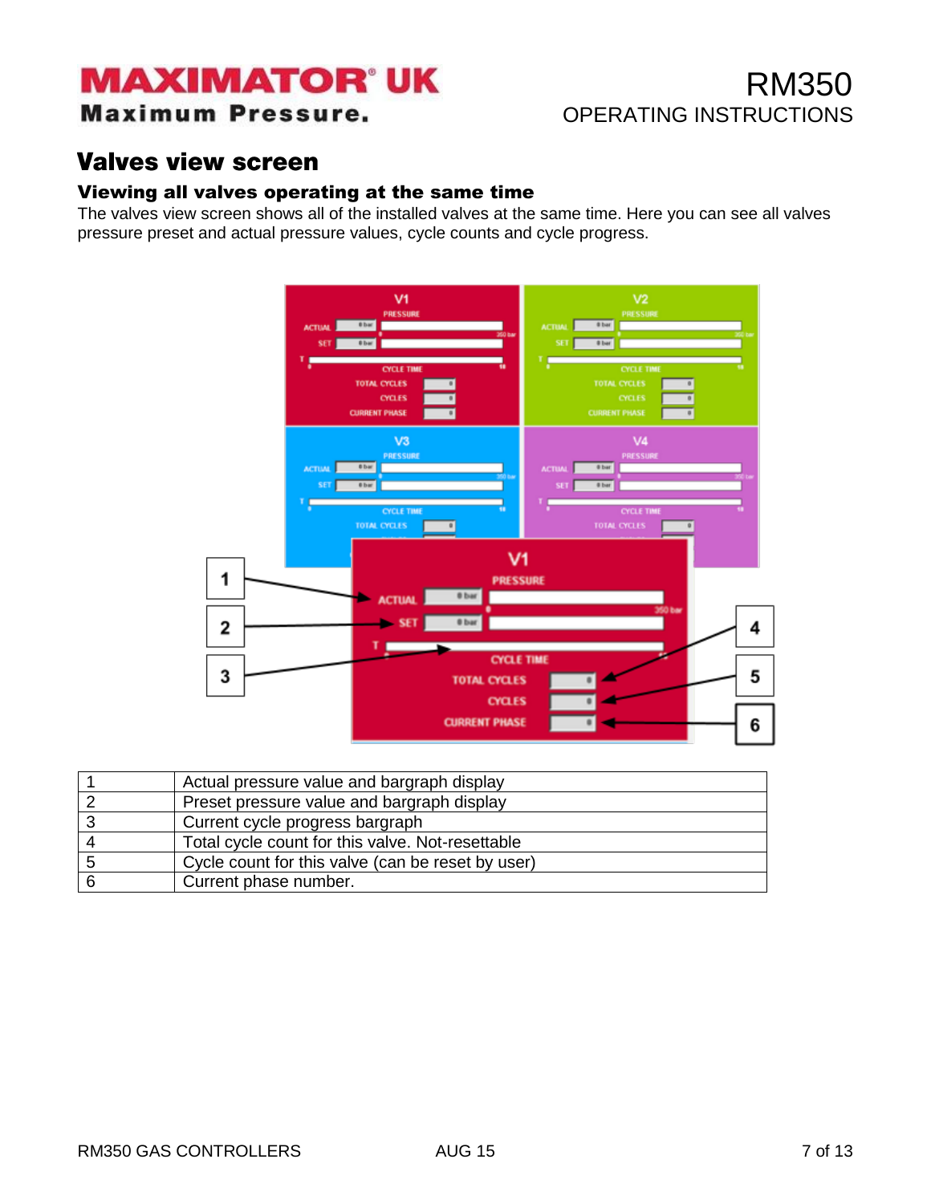## Valves view screen

### Viewing all valves operating at the same time

The valves view screen shows all of the installed valves at the same time. Here you can see all valves pressure preset and actual pressure values, cycle counts and cycle progress.

| | |
|---|---|
| 1 | Actual pressure value and bargraph display |
| 2 | Preset pressure value and bargraph display |
| 3 | Current cycle progress bargraph |
| 4 | Total cycle count for this valve. Not-resettable |
| 5 | Cycle count for this valve (can be reset by user) |
| 6 | Current phase number. |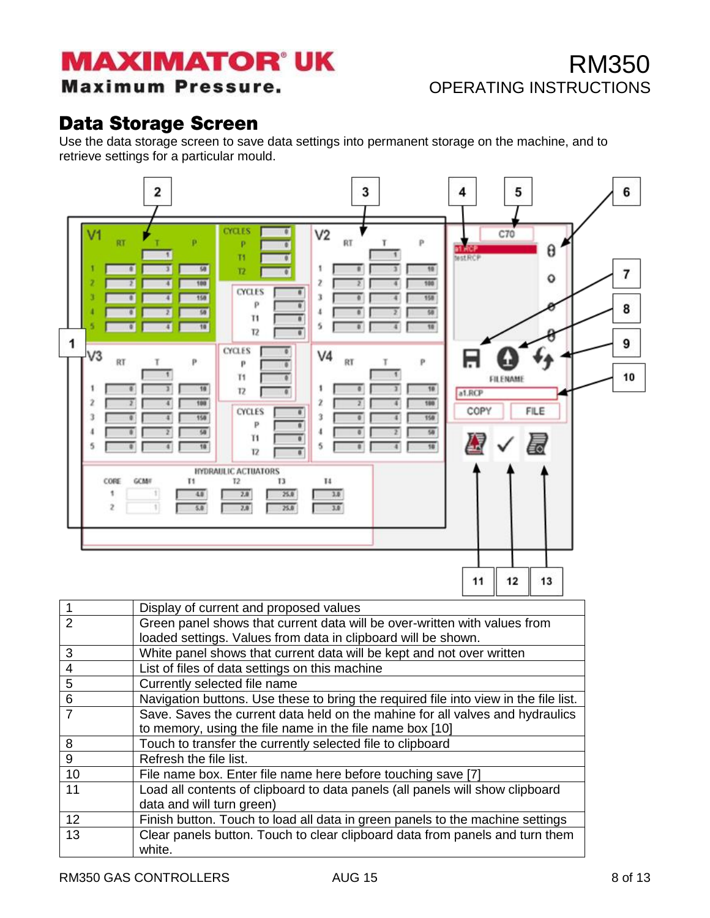## Data Storage Screen

Use the data storage screen to save data settings into permanent storage on the machine, and to retrieve settings for a particular mould.

| | |
|---|---|
| 1 | Display of current and proposed values |
| 2 | Green panel shows that current data will be over-written with values from loaded settings. Values from data in clipboard will be shown. |
| 3 | White panel shows that current data will be kept and not over written |
| 4 | List of files of data settings on this machine |
| 5 | Currently selected file name |
| 6 | Navigation buttons. Use these to bring the required file into view in the file list. |
| 7 | Save. Saves the current data held on the mahine for all valves and hydraulics to memory, using the file name in the file name box [10] |
| 8 | Touch to transfer the currently selected file to clipboard |
| 9 | Refresh the file list. |
| 10 | File name box. Enter file name here before touching save [7] |
| 11 | Load all contents of clipboard to data panels (all panels will show clipboard data and will turn green) |
| 12 | Finish button. Touch to load all data in green panels to the machine settings |
| 13 | Clear panels button. Touch to clear clipboard data from panels and turn them white. |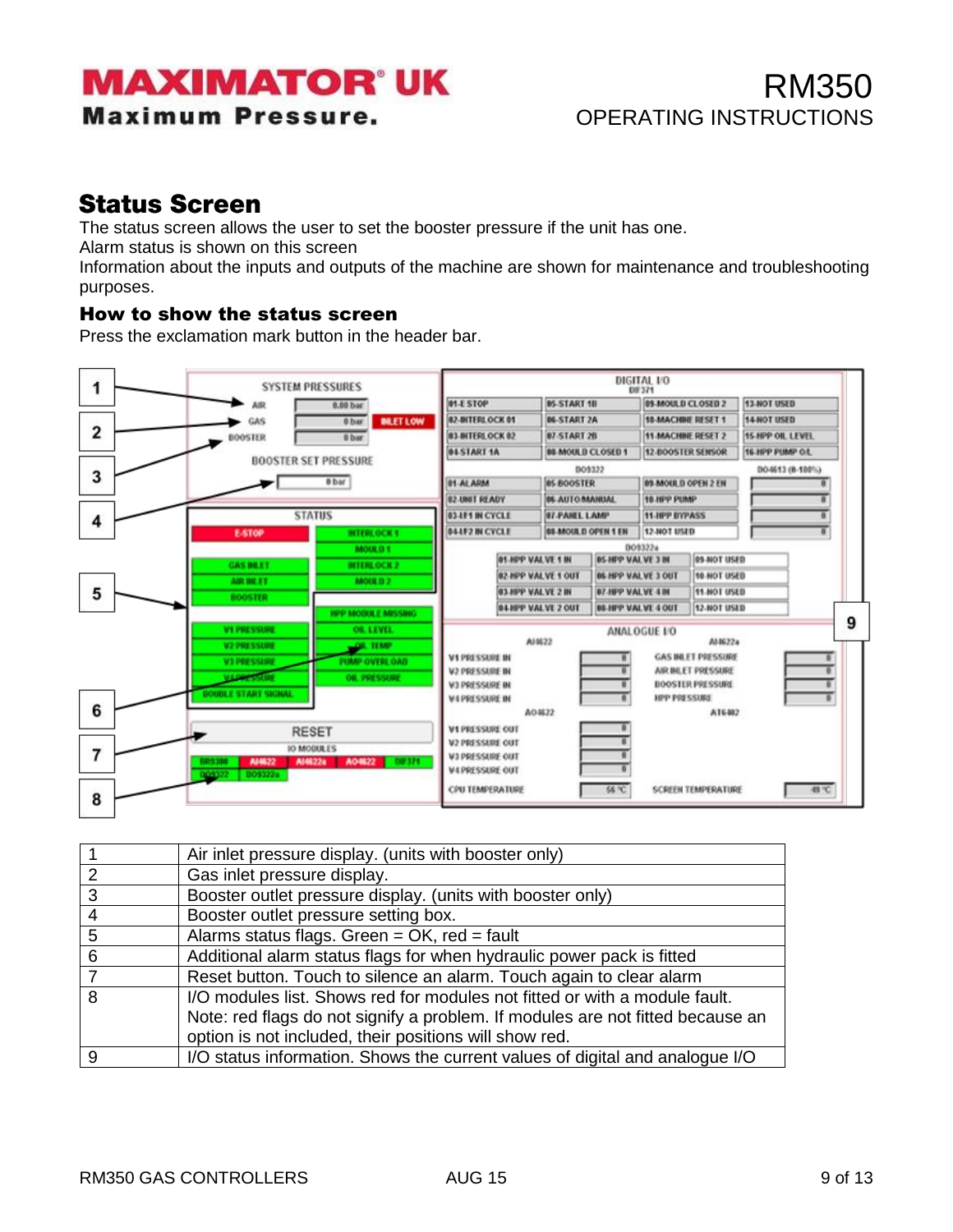## Status Screen

The status screen allows the user to set the booster pressure if the unit has one.
Alarm status is shown on this screen
Information about the inputs and outputs of the machine are shown for maintenance and troubleshooting purposes.

### How to show the status screen

Press the exclamation mark button in the header bar.

| | |
|---|---|
| 1 | Air inlet pressure display. (units with booster only) |
| 2 | Gas inlet pressure display. |
| 3 | Booster outlet pressure display. (units with booster only) |
| 4 | Booster outlet pressure setting box. |
| 5 | Alarms status flags. Green = OK, red = fault |
| 6 | Additional alarm status flags for when hydraulic power pack is fitted |
| 7 | Reset button. Touch to silence an alarm. Touch again to clear alarm |
| 8 | I/O modules list. Shows red for modules not fitted or with a module fault. Note: red flags do not signify a problem. If modules are not fitted because an option is not included, their positions will show red. |
| 9 | I/O status information. Shows the current values of digital and analogue I/O |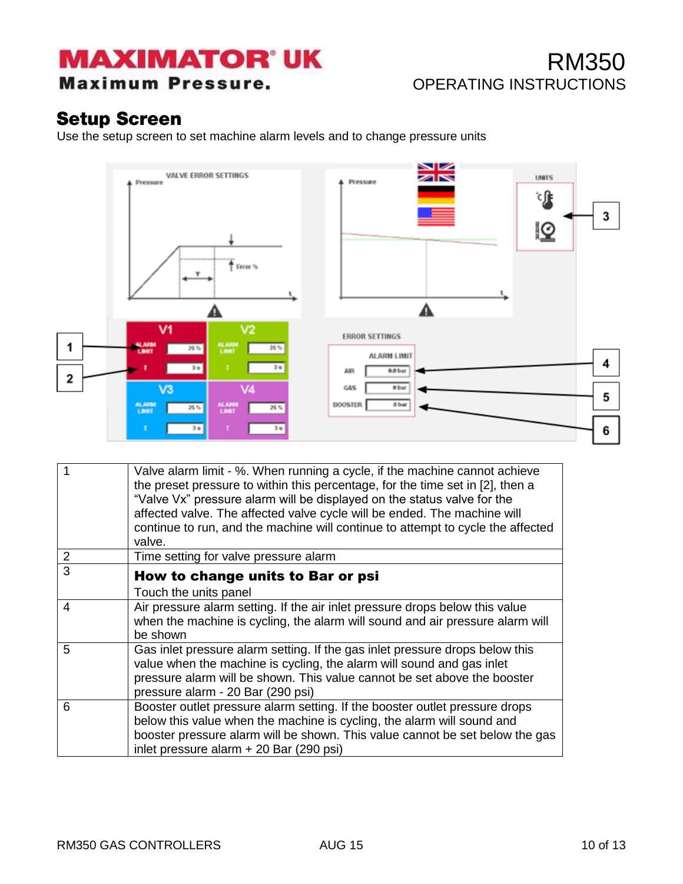## Setup Screen

Use the setup screen to set machine alarm levels and to change pressure units

| | |
|---|---|
| 1 | Valve alarm limit - %. When running a cycle, if the machine cannot achieve the preset pressure to within this percentage, for the time set in [2], then a “Valve Vx” pressure alarm will be displayed on the status valve for the affected valve. The affected valve cycle will be ended. The machine will continue to run, and the machine will continue to attempt to cycle the affected valve. |
| 2 | Time setting for valve pressure alarm |
| 3 | **How to change units to Bar or psi**<br>Touch the units panel |
| 4 | Air pressure alarm setting. If the air inlet pressure drops below this value when the machine is cycling, the alarm will sound and air pressure alarm will be shown |
| 5 | Gas inlet pressure alarm setting. If the gas inlet pressure drops below this value when the machine is cycling, the alarm will sound and gas inlet pressure alarm will be shown. This value cannot be set above the booster pressure alarm - 20 Bar (290 psi) |
| 6 | Booster outlet pressure alarm setting. If the booster outlet pressure drops below this value when the machine is cycling, the alarm will sound and booster pressure alarm will be shown. This value cannot be set below the gas inlet pressure alarm + 20 Bar (290 psi) |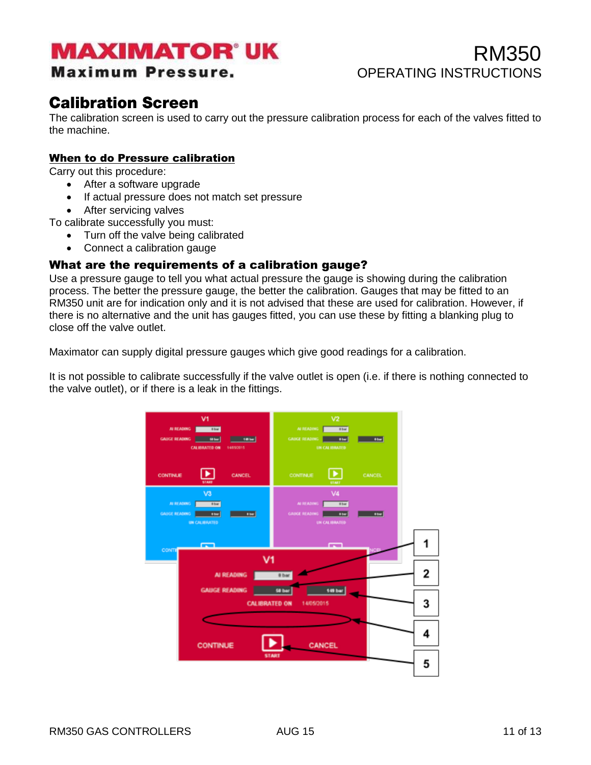# Calibration Screen

The calibration screen is used to carry out the pressure calibration process for each of the valves fitted to the machine.

**When to do Pressure calibration**

Carry out this procedure:

- After a software upgrade
- If actual pressure does not match set pressure
- After servicing valves

To calibrate successfully you must:

- Turn off the valve being calibrated
- Connect a calibration gauge

## What are the requirements of a calibration gauge?

Use a pressure gauge to tell you what actual pressure the gauge is showing during the calibration process. The better the pressure gauge, the better the calibration. Gauges that may be fitted to an RM350 unit are for indication only and it is not advised that these are used for calibration. However, if there is no alternative and the unit has gauges fitted, you can use these by fitting a blanking plug to close off the valve outlet.

Maximator can supply digital pressure gauges which give good readings for a calibration.

It is not possible to calibrate successfully if the valve outlet is open (i.e. if there is nothing connected to the valve outlet), or if there is a leak in the fittings.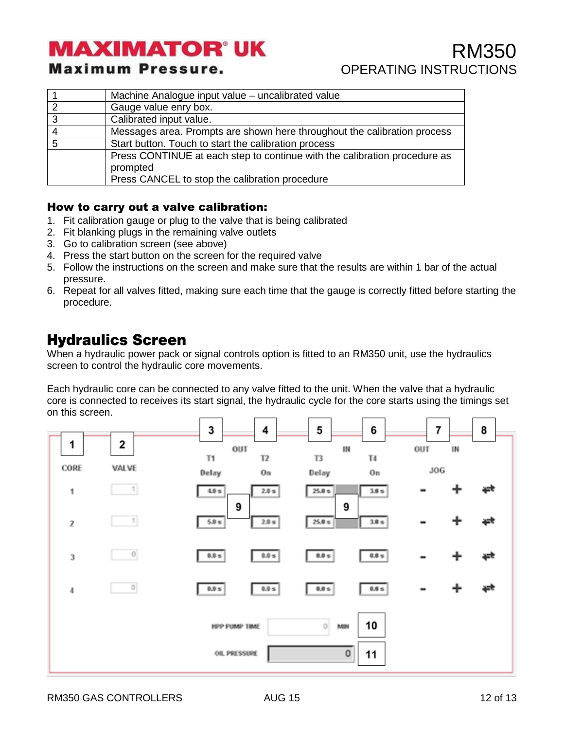| | |
|---|---|
| 1 | Machine Analogue input value – uncalibrated value |
| 2 | Gauge value enry box. |
| 3 | Calibrated input value. |
| 4 | Messages area. Prompts are shown here throughout the calibration process |
| 5 | Start button. Touch to start the calibration process |
| | Press CONTINUE at each step to continue with the calibration procedure as prompted<br>Press CANCEL to stop the calibration procedure |

**How to carry out a valve calibration:**

1. Fit calibration gauge or plug to the valve that is being calibrated
2. Fit blanking plugs in the remaining valve outlets
3. Go to calibration screen (see above)
4. Press the start button on the screen for the required valve
5. Follow the instructions on the screen and make sure that the results are within 1 bar of the actual pressure.
6. Repeat for all valves fitted, making sure each time that the gauge is correctly fitted before starting the procedure.

## Hydraulics Screen

When a hydraulic power pack or signal controls option is fitted to an RM350 unit, use the hydraulics screen to control the hydraulic core movements.

Each hydraulic core can be connected to any valve fitted to the unit. When the valve that a hydraulic core is connected to receives its start signal, the hydraulic cycle for the core starts using the timings set on this screen.

| CORE (1) | VALVE (2) | OUT T1 Delay (3) | OUT T2 On (4) | IN T3 Delay (5) | IN T4 On (6) | JOG OUT (7) | JOG IN (7) | (8) |
|---|---|---|---|---|---|---|---|---|
| 1 | 1 | 4.0 s | 2.0 s | 25.0 s | 3.0 s | - | + | ⇄ |
| 2 | 1 | 5.0 s | 2.0 s | 25.0 s | 3.0 s | - | + | ⇄ |
| 3 | 0 | 0.0 s | 0.0 s | 0.0 s | 0.0 s | - | + | ⇄ |
| 4 | 0 | 0.0 s | 0.0 s | 0.0 s | 0.0 s | - | + | ⇄ |

(9) indicators between T1/T2 and T3/T4

HPP PUMP TIME: 0 MIN (10)

OIL PRESSURE: 0 (11)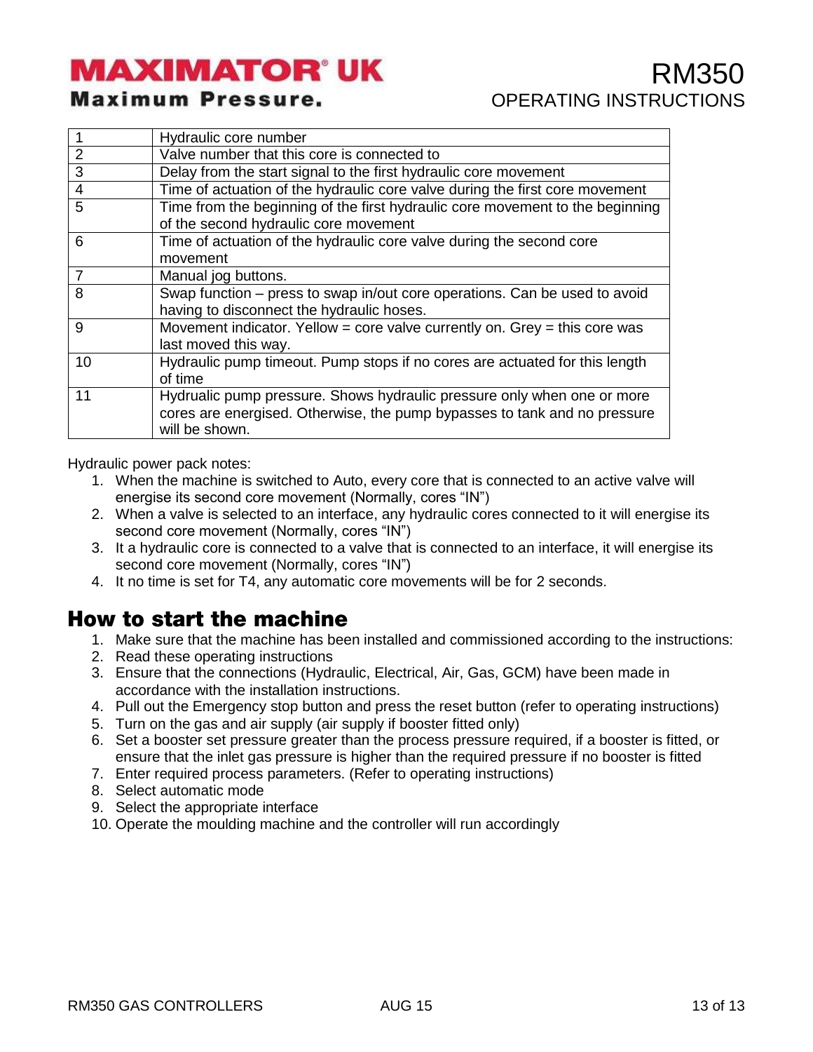| | |
|---|---|
| 1 | Hydraulic core number |
| 2 | Valve number that this core is connected to |
| 3 | Delay from the start signal to the first hydraulic core movement |
| 4 | Time of actuation of the hydraulic core valve during the first core movement |
| 5 | Time from the beginning of the first hydraulic core movement to the beginning of the second hydraulic core movement |
| 6 | Time of actuation of the hydraulic core valve during the second core movement |
| 7 | Manual jog buttons. |
| 8 | Swap function – press to swap in/out core operations. Can be used to avoid having to disconnect the hydraulic hoses. |
| 9 | Movement indicator. Yellow = core valve currently on. Grey = this core was last moved this way. |
| 10 | Hydraulic pump timeout. Pump stops if no cores are actuated for this length of time |
| 11 | Hydrualic pump pressure. Shows hydraulic pressure only when one or more cores are energised. Otherwise, the pump bypasses to tank and no pressure will be shown. |

Hydraulic power pack notes:

1. When the machine is switched to Auto, every core that is connected to an active valve will energise its second core movement (Normally, cores "IN")
2. When a valve is selected to an interface, any hydraulic cores connected to it will energise its second core movement (Normally, cores "IN")
3. It a hydraulic core is connected to a valve that is connected to an interface, it will energise its second core movement (Normally, cores "IN")
4. It no time is set for T4, any automatic core movements will be for 2 seconds.

## How to start the machine

1. Make sure that the machine has been installed and commissioned according to the instructions:
2. Read these operating instructions
3. Ensure that the connections (Hydraulic, Electrical, Air, Gas, GCM) have been made in accordance with the installation instructions.
4. Pull out the Emergency stop button and press the reset button (refer to operating instructions)
5. Turn on the gas and air supply (air supply if booster fitted only)
6. Set a booster set pressure greater than the process pressure required, if a booster is fitted, or ensure that the inlet gas pressure is higher than the required pressure if no booster is fitted
7. Enter required process parameters. (Refer to operating instructions)
8. Select automatic mode
9. Select the appropriate interface
10. Operate the moulding machine and the controller will run accordingly